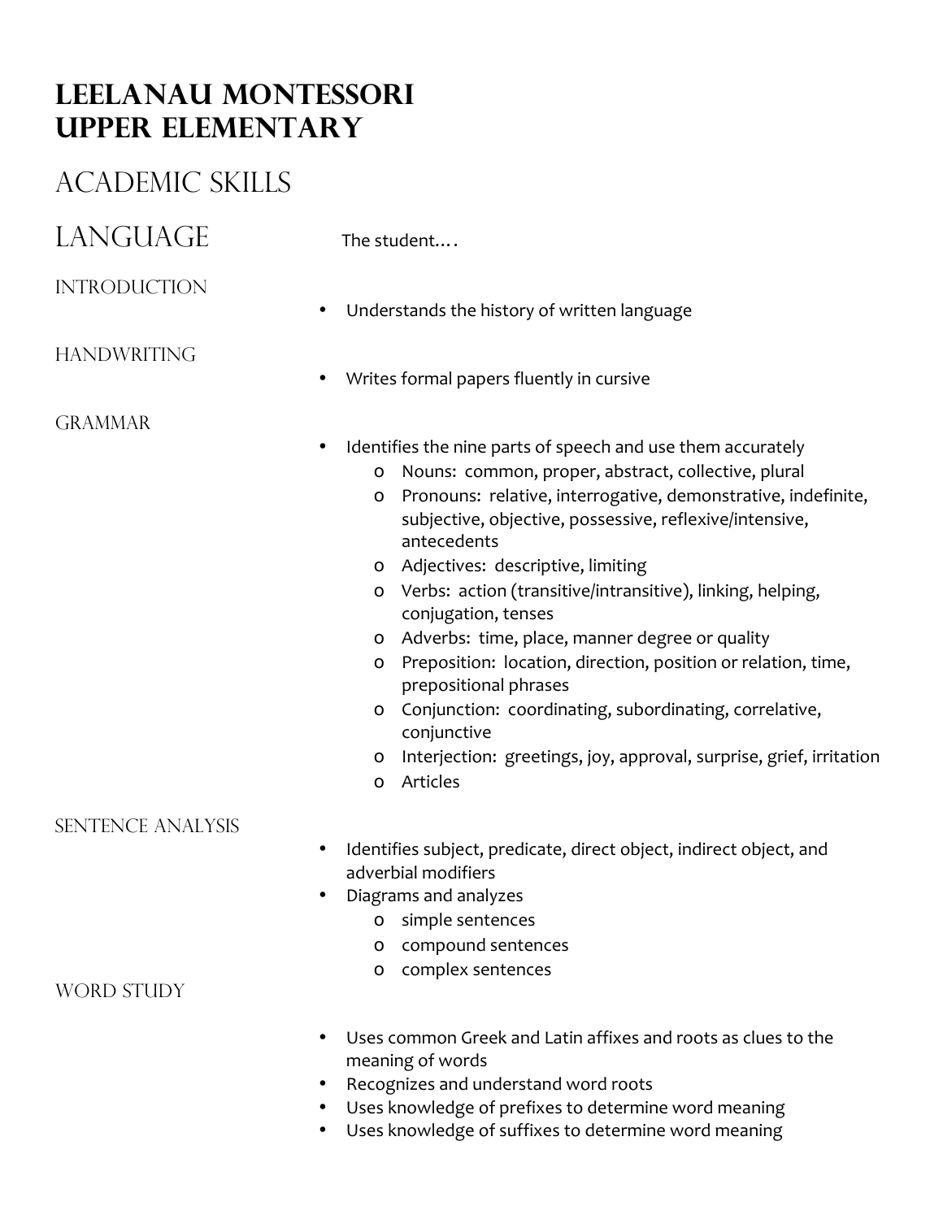# Leelanau Montessori
# Upper Elementary

## Academic Skills

## Language

The student….

### Introduction

- Understands the history of written language

### Handwriting

- Writes formal papers fluently in cursive

### Grammar

- Identifies the nine parts of speech and use them accurately
  - Nouns: common, proper, abstract, collective, plural
  - Pronouns: relative, interrogative, demonstrative, indefinite, subjective, objective, possessive, reflexive/intensive, antecedents
  - Adjectives: descriptive, limiting
  - Verbs: action (transitive/intransitive), linking, helping, conjugation, tenses
  - Adverbs: time, place, manner degree or quality
  - Preposition: location, direction, position or relation, time, prepositional phrases
  - Conjunction: coordinating, subordinating, correlative, conjunctive
  - Interjection: greetings, joy, approval, surprise, grief, irritation
  - Articles

### Sentence Analysis

- Identifies subject, predicate, direct object, indirect object, and adverbial modifiers
- Diagrams and analyzes
  - simple sentences
  - compound sentences
  - complex sentences

### Word Study

- Uses common Greek and Latin affixes and roots as clues to the meaning of words
- Recognizes and understand word roots
- Uses knowledge of prefixes to determine word meaning
- Uses knowledge of suffixes to determine word meaning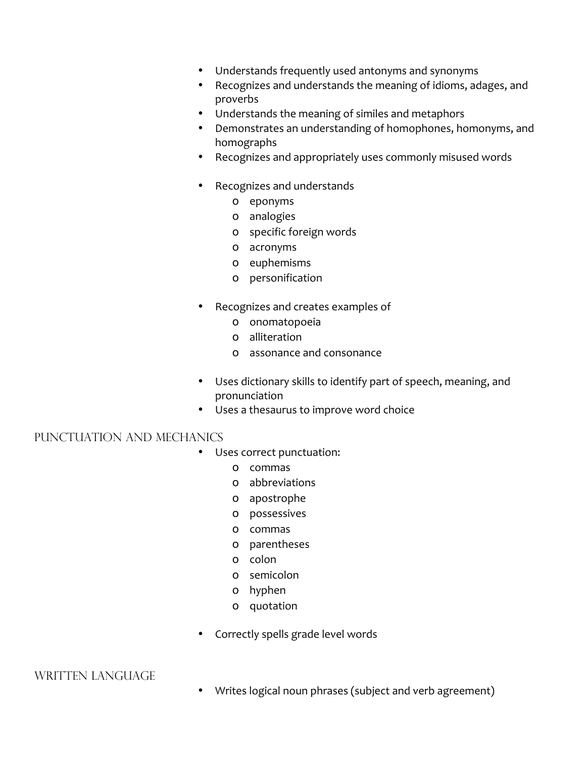- Understands frequently used antonyms and synonyms
- Recognizes and understands the meaning of idioms, adages, and proverbs
- Understands the meaning of similes and metaphors
- Demonstrates an understanding of homophones, homonyms, and homographs
- Recognizes and appropriately uses commonly misused words

- Recognizes and understands
  - eponyms
  - analogies
  - specific foreign words
  - acronyms
  - euphemisms
  - personification

- Recognizes and creates examples of
  - onomatopoeia
  - alliteration
  - assonance and consonance

- Uses dictionary skills to identify part of speech, meaning, and pronunciation
- Uses a thesaurus to improve word choice

## Punctuation and Mechanics

- Uses correct punctuation:
  - commas
  - abbreviations
  - apostrophe
  - possessives
  - commas
  - parentheses
  - colon
  - semicolon
  - hyphen
  - quotation

- Correctly spells grade level words

## Written Language

- Writes logical noun phrases (subject and verb agreement)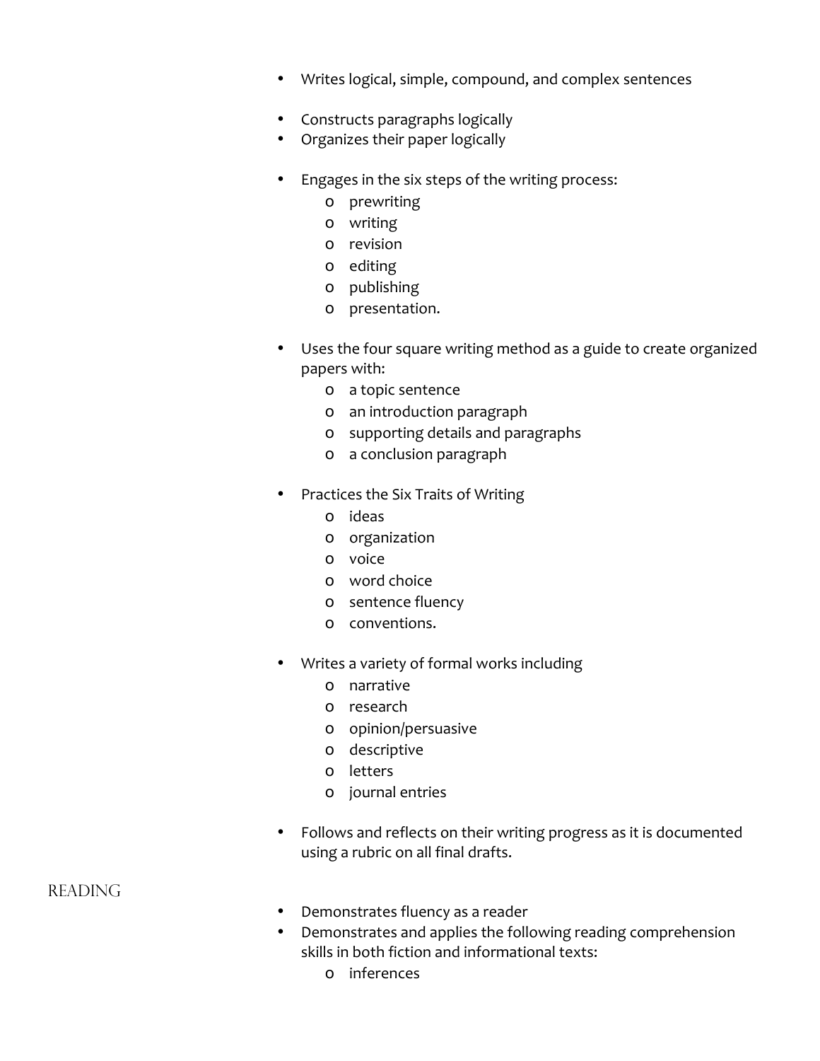- Writes logical, simple, compound, and complex sentences
- Constructs paragraphs logically
- Organizes their paper logically
- Engages in the six steps of the writing process:
  - prewriting
  - writing
  - revision
  - editing
  - publishing
  - presentation.
- Uses the four square writing method as a guide to create organized papers with:
  - a topic sentence
  - an introduction paragraph
  - supporting details and paragraphs
  - a conclusion paragraph
- Practices the Six Traits of Writing
  - ideas
  - organization
  - voice
  - word choice
  - sentence fluency
  - conventions.
- Writes a variety of formal works including
  - narrative
  - research
  - opinion/persuasive
  - descriptive
  - letters
  - journal entries
- Follows and reflects on their writing progress as it is documented using a rubric on all final drafts.

## Reading

- Demonstrates fluency as a reader
- Demonstrates and applies the following reading comprehension skills in both fiction and informational texts:
  - inferences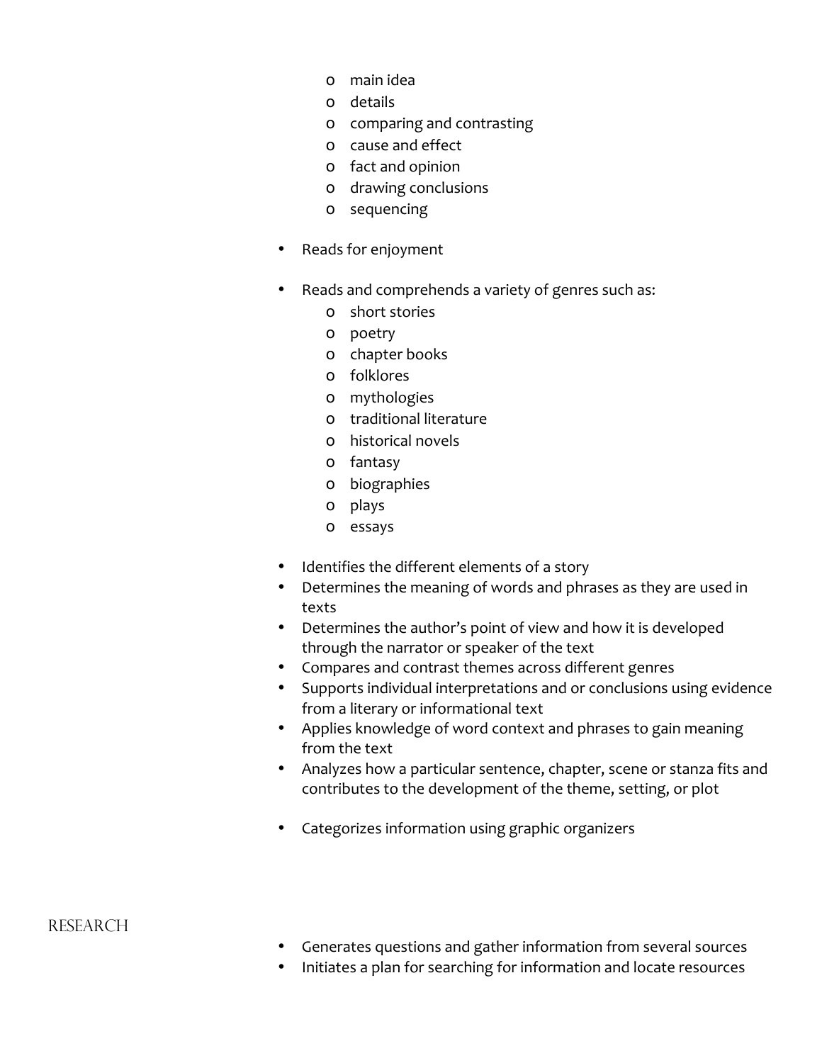- main idea
  - details
  - comparing and contrasting
  - cause and effect
  - fact and opinion
  - drawing conclusions
  - sequencing

- Reads for enjoyment

- Reads and comprehends a variety of genres such as:
  - short stories
  - poetry
  - chapter books
  - folklores
  - mythologies
  - traditional literature
  - historical novels
  - fantasy
  - biographies
  - plays
  - essays

- Identifies the different elements of a story
- Determines the meaning of words and phrases as they are used in texts
- Determines the author's point of view and how it is developed through the narrator or speaker of the text
- Compares and contrast themes across different genres
- Supports individual interpretations and or conclusions using evidence from a literary or informational text
- Applies knowledge of word context and phrases to gain meaning from the text
- Analyzes how a particular sentence, chapter, scene or stanza fits and contributes to the development of the theme, setting, or plot

- Categorizes information using graphic organizers

## RESEARCH

- Generates questions and gather information from several sources
- Initiates a plan for searching for information and locate resources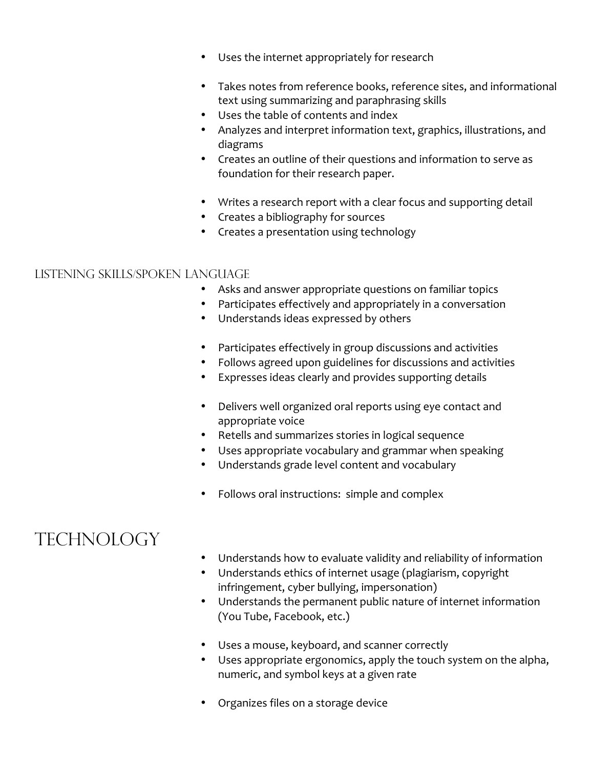- Uses the internet appropriately for research

- Takes notes from reference books, reference sites, and informational text using summarizing and paraphrasing skills
- Uses the table of contents and index
- Analyzes and interpret information text, graphics, illustrations, and diagrams
- Creates an outline of their questions and information to serve as foundation for their research paper.

- Writes a research report with a clear focus and supporting detail
- Creates a bibliography for sources
- Creates a presentation using technology

### Listening Skills/Spoken Language

- Asks and answer appropriate questions on familiar topics
- Participates effectively and appropriately in a conversation
- Understands ideas expressed by others

- Participates effectively in group discussions and activities
- Follows agreed upon guidelines for discussions and activities
- Expresses ideas clearly and provides supporting details

- Delivers well organized oral reports using eye contact and appropriate voice
- Retells and summarizes stories in logical sequence
- Uses appropriate vocabulary and grammar when speaking
- Understands grade level content and vocabulary

- Follows oral instructions: simple and complex

## Technology

- Understands how to evaluate validity and reliability of information
- Understands ethics of internet usage (plagiarism, copyright infringement, cyber bullying, impersonation)
- Understands the permanent public nature of internet information (You Tube, Facebook, etc.)

- Uses a mouse, keyboard, and scanner correctly
- Uses appropriate ergonomics, apply the touch system on the alpha, numeric, and symbol keys at a given rate

- Organizes files on a storage device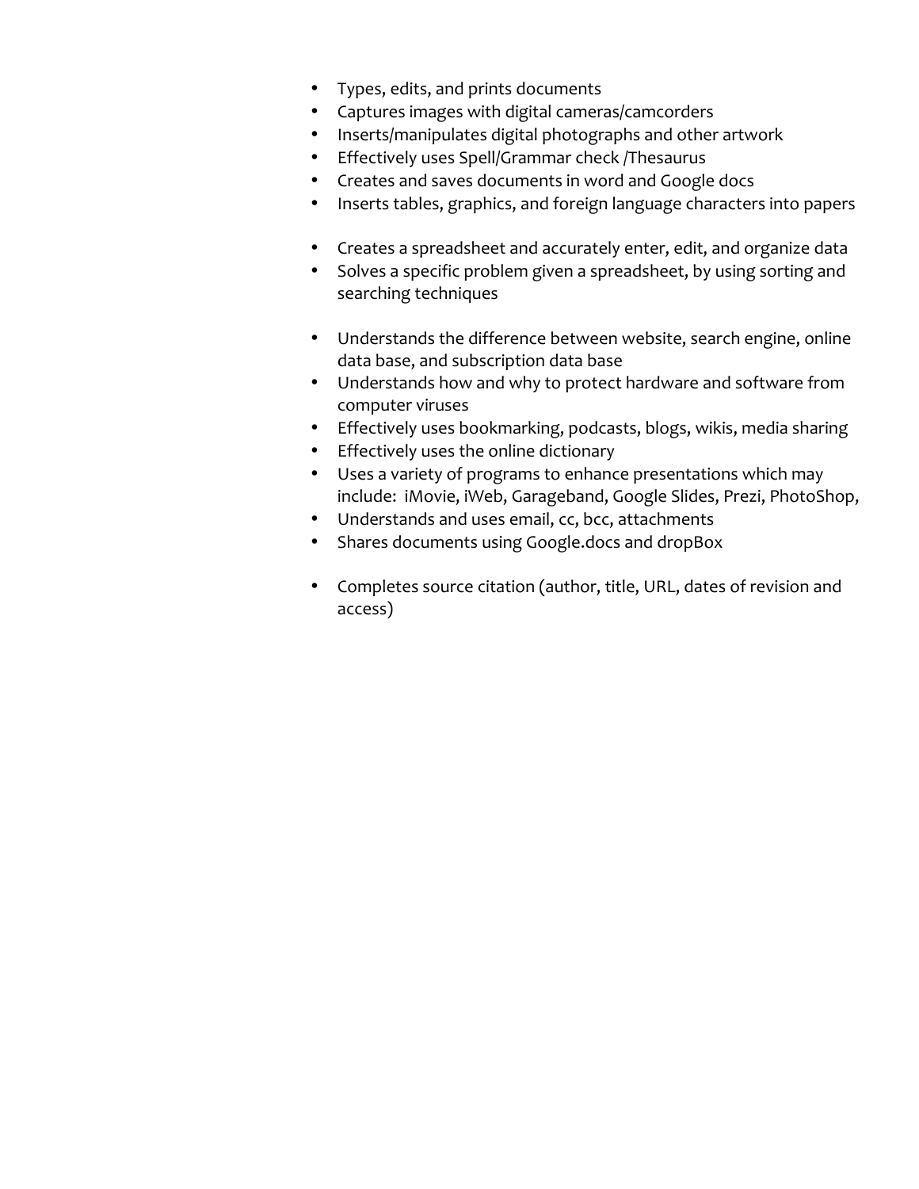- Types, edits, and prints documents
- Captures images with digital cameras/camcorders
- Inserts/manipulates digital photographs and other artwork
- Effectively uses Spell/Grammar check /Thesaurus
- Creates and saves documents in word and Google docs
- Inserts tables, graphics, and foreign language characters into papers

- Creates a spreadsheet and accurately enter, edit, and organize data
- Solves a specific problem given a spreadsheet, by using sorting and searching techniques

- Understands the difference between website, search engine, online data base, and subscription data base
- Understands how and why to protect hardware and software from computer viruses
- Effectively uses bookmarking, podcasts, blogs, wikis, media sharing
- Effectively uses the online dictionary
- Uses a variety of programs to enhance presentations which may include: iMovie, iWeb, Garageband, Google Slides, Prezi, PhotoShop,
- Understands and uses email, cc, bcc, attachments
- Shares documents using Google.docs and dropBox

- Completes source citation (author, title, URL, dates of revision and access)